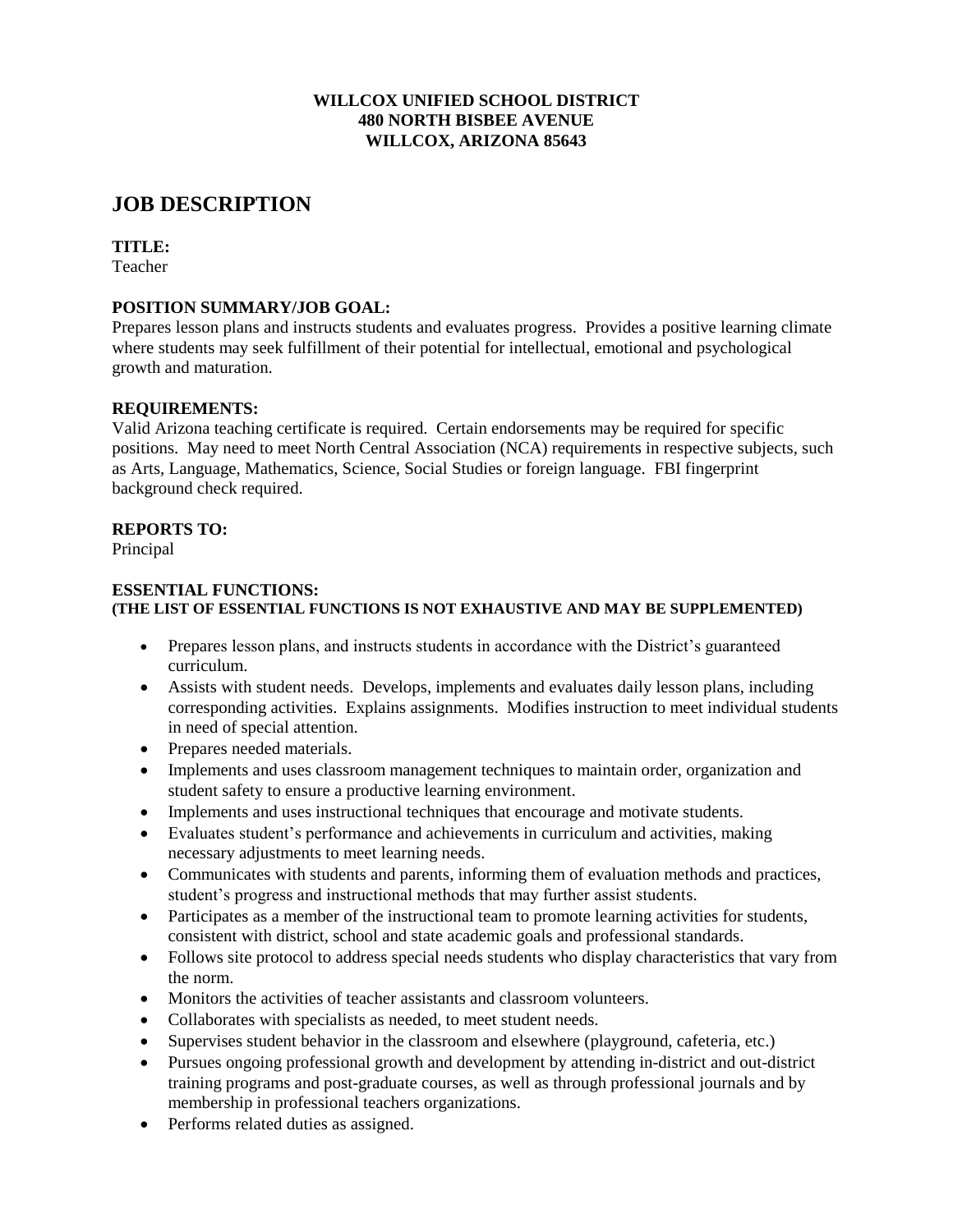**WILLCOX UNIFIED SCHOOL DISTRICT**
**480 NORTH BISBEE AVENUE**
**WILLCOX, ARIZONA 85643**

# JOB DESCRIPTION

**TITLE:**
Teacher

**POSITION SUMMARY/JOB GOAL:**
Prepares lesson plans and instructs students and evaluates progress. Provides a positive learning climate where students may seek fulfillment of their potential for intellectual, emotional and psychological growth and maturation.

**REQUIREMENTS:**
Valid Arizona teaching certificate is required. Certain endorsements may be required for specific positions. May need to meet North Central Association (NCA) requirements in respective subjects, such as Arts, Language, Mathematics, Science, Social Studies or foreign language. FBI fingerprint background check required.

**REPORTS TO:**
Principal

**ESSENTIAL FUNCTIONS:**
**(THE LIST OF ESSENTIAL FUNCTIONS IS NOT EXHAUSTIVE AND MAY BE SUPPLEMENTED)**

- Prepares lesson plans, and instructs students in accordance with the District's guaranteed curriculum.
- Assists with student needs. Develops, implements and evaluates daily lesson plans, including corresponding activities. Explains assignments. Modifies instruction to meet individual students in need of special attention.
- Prepares needed materials.
- Implements and uses classroom management techniques to maintain order, organization and student safety to ensure a productive learning environment.
- Implements and uses instructional techniques that encourage and motivate students.
- Evaluates student's performance and achievements in curriculum and activities, making necessary adjustments to meet learning needs.
- Communicates with students and parents, informing them of evaluation methods and practices, student's progress and instructional methods that may further assist students.
- Participates as a member of the instructional team to promote learning activities for students, consistent with district, school and state academic goals and professional standards.
- Follows site protocol to address special needs students who display characteristics that vary from the norm.
- Monitors the activities of teacher assistants and classroom volunteers.
- Collaborates with specialists as needed, to meet student needs.
- Supervises student behavior in the classroom and elsewhere (playground, cafeteria, etc.)
- Pursues ongoing professional growth and development by attending in-district and out-district training programs and post-graduate courses, as well as through professional journals and by membership in professional teachers organizations.
- Performs related duties as assigned.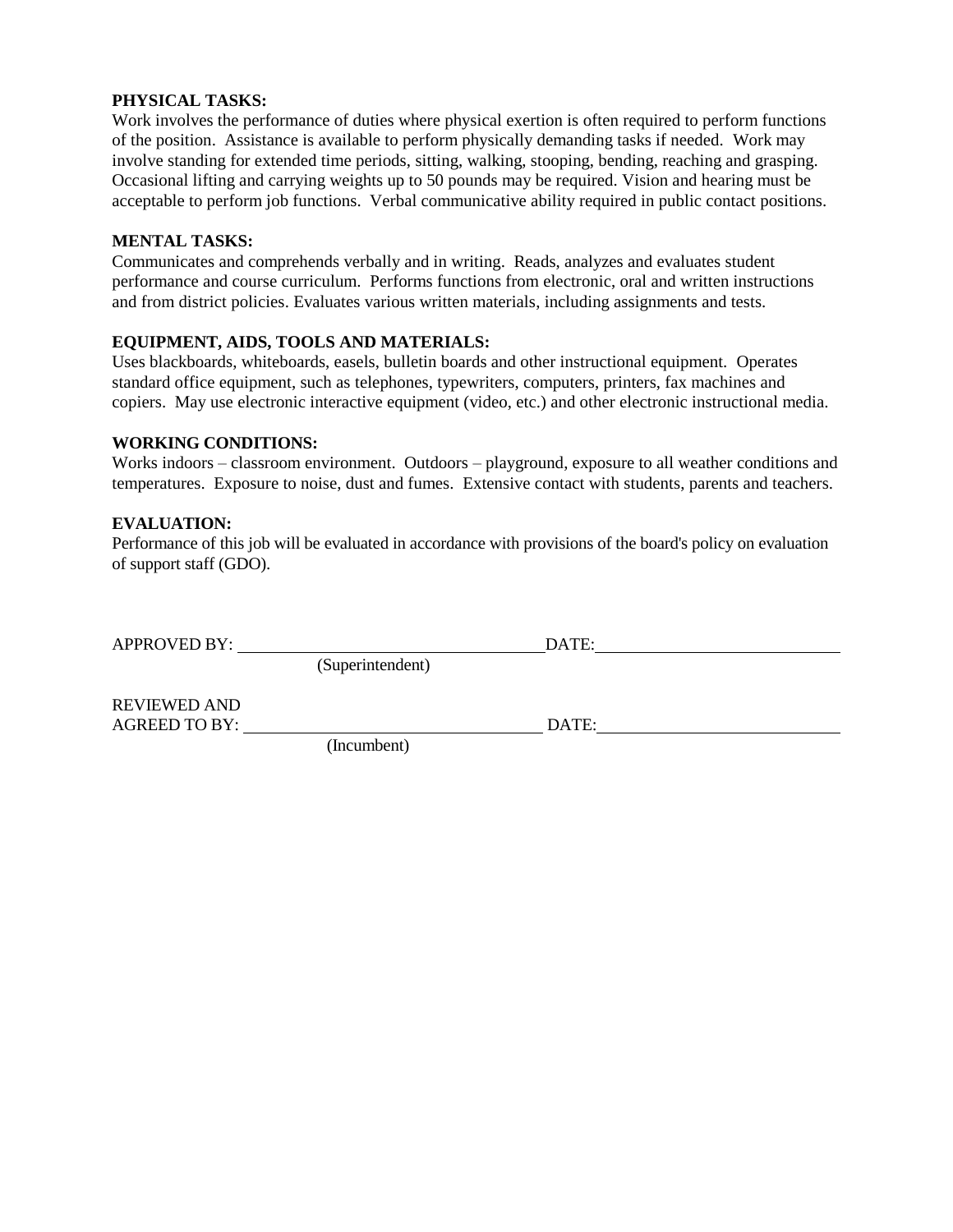**PHYSICAL TASKS:**
Work involves the performance of duties where physical exertion is often required to perform functions of the position. Assistance is available to perform physically demanding tasks if needed. Work may involve standing for extended time periods, sitting, walking, stooping, bending, reaching and grasping. Occasional lifting and carrying weights up to 50 pounds may be required. Vision and hearing must be acceptable to perform job functions. Verbal communicative ability required in public contact positions.

**MENTAL TASKS:**
Communicates and comprehends verbally and in writing. Reads, analyzes and evaluates student performance and course curriculum. Performs functions from electronic, oral and written instructions and from district policies. Evaluates various written materials, including assignments and tests.

**EQUIPMENT, AIDS, TOOLS AND MATERIALS:**
Uses blackboards, whiteboards, easels, bulletin boards and other instructional equipment. Operates standard office equipment, such as telephones, typewriters, computers, printers, fax machines and copiers. May use electronic interactive equipment (video, etc.) and other electronic instructional media.

**WORKING CONDITIONS:**
Works indoors – classroom environment. Outdoors – playground, exposure to all weather conditions and temperatures. Exposure to noise, dust and fumes. Extensive contact with students, parents and teachers.

**EVALUATION:**
Performance of this job will be evaluated in accordance with provisions of the board's policy on evaluation of support staff (GDO).

APPROVED BY: ______________________________ DATE: ______________________
(Superintendent)

REVIEWED AND
AGREED TO BY: ______________________________ DATE: ______________________
(Incumbent)